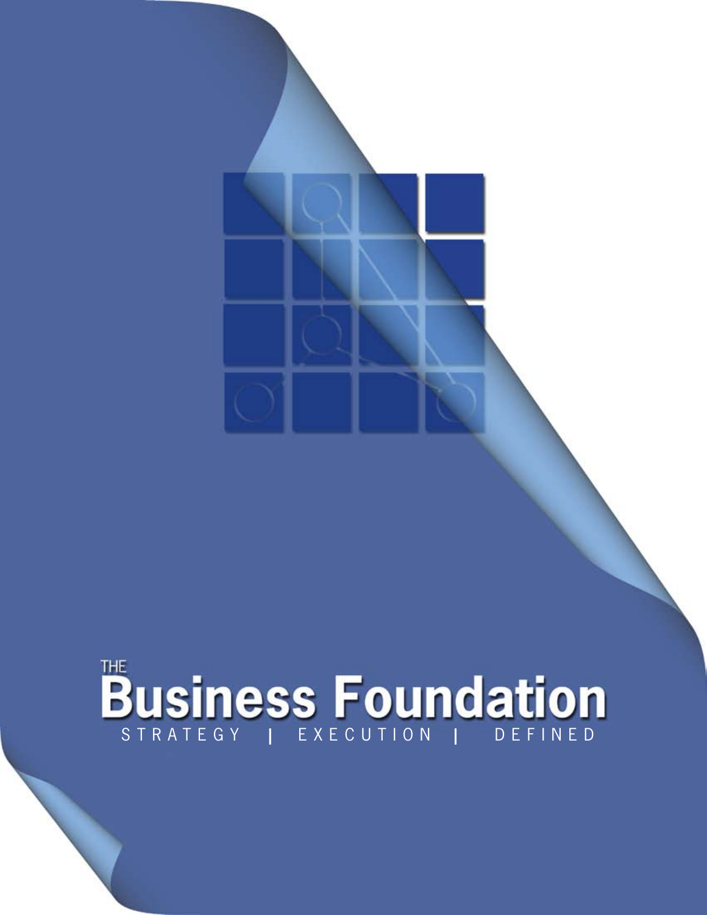# THE Business Foundation

STRATEGY | EXECUTION | DEFINED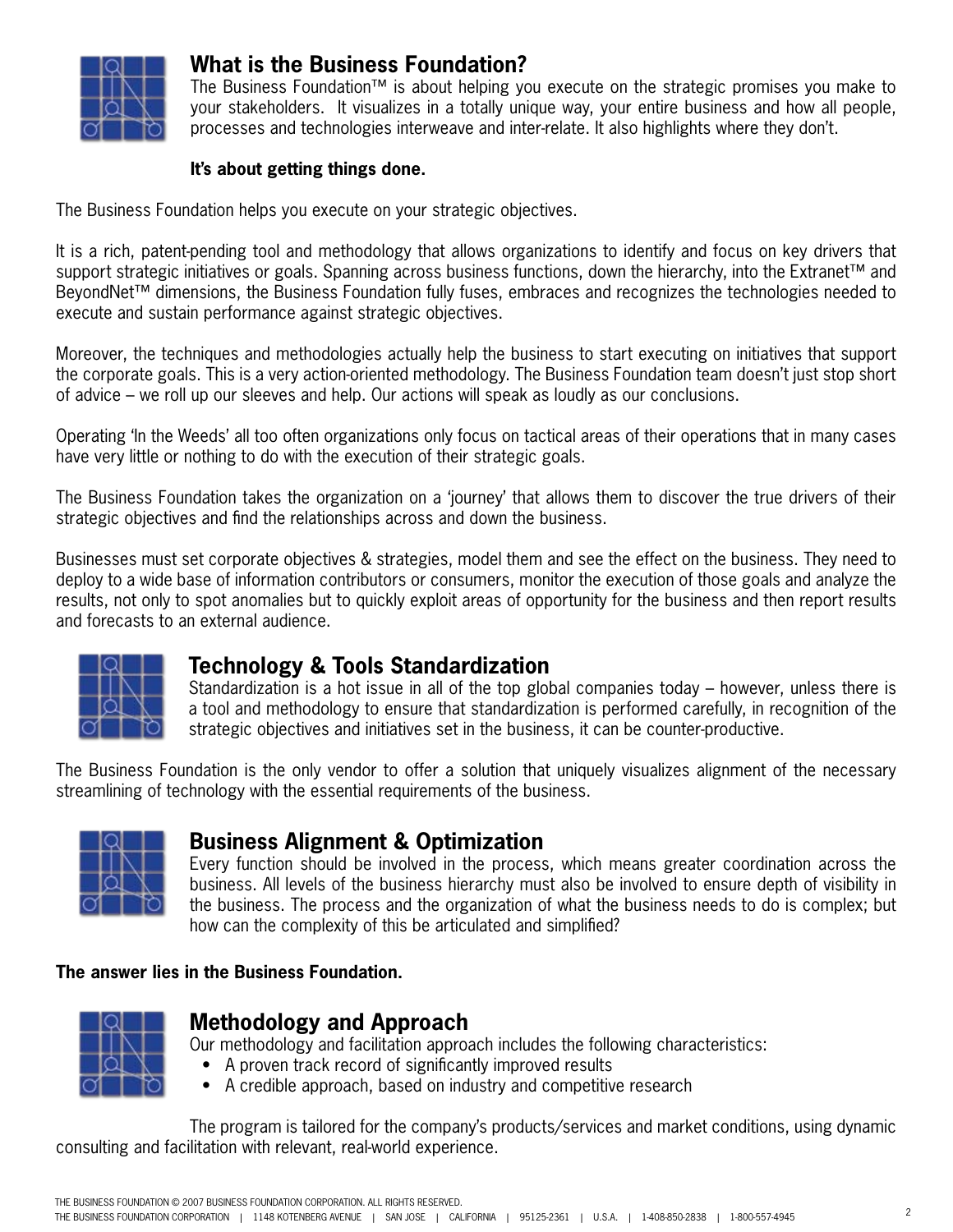## What is the Business Foundation?

The Business Foundation™ is about helping you execute on the strategic promises you make to your stakeholders. It visualizes in a totally unique way, your entire business and how all people, processes and technologies interweave and inter-relate. It also highlights where they don't.

**It's about getting things done.**

The Business Foundation helps you execute on your strategic objectives.

It is a rich, patent-pending tool and methodology that allows organizations to identify and focus on key drivers that support strategic initiatives or goals. Spanning across business functions, down the hierarchy, into the Extranet™ and BeyondNet™ dimensions, the Business Foundation fully fuses, embraces and recognizes the technologies needed to execute and sustain performance against strategic objectives.

Moreover, the techniques and methodologies actually help the business to start executing on initiatives that support the corporate goals. This is a very action-oriented methodology. The Business Foundation team doesn't just stop short of advice – we roll up our sleeves and help. Our actions will speak as loudly as our conclusions.

Operating 'In the Weeds' all too often organizations only focus on tactical areas of their operations that in many cases have very little or nothing to do with the execution of their strategic goals.

The Business Foundation takes the organization on a 'journey' that allows them to discover the true drivers of their strategic objectives and find the relationships across and down the business.

Businesses must set corporate objectives & strategies, model them and see the effect on the business. They need to deploy to a wide base of information contributors or consumers, monitor the execution of those goals and analyze the results, not only to spot anomalies but to quickly exploit areas of opportunity for the business and then report results and forecasts to an external audience.

## Technology & Tools Standardization

Standardization is a hot issue in all of the top global companies today – however, unless there is a tool and methodology to ensure that standardization is performed carefully, in recognition of the strategic objectives and initiatives set in the business, it can be counter-productive.

The Business Foundation is the only vendor to offer a solution that uniquely visualizes alignment of the necessary streamlining of technology with the essential requirements of the business.

## Business Alignment & Optimization

Every function should be involved in the process, which means greater coordination across the business. All levels of the business hierarchy must also be involved to ensure depth of visibility in the business. The process and the organization of what the business needs to do is complex; but how can the complexity of this be articulated and simplified?

**The answer lies in the Business Foundation.**

## Methodology and Approach

Our methodology and facilitation approach includes the following characteristics:

- A proven track record of significantly improved results
- A credible approach, based on industry and competitive research

The program is tailored for the company's products/services and market conditions, using dynamic consulting and facilitation with relevant, real-world experience.

THE BUSINESS FOUNDATION © 2007 BUSINESS FOUNDATION CORPORATION. ALL RIGHTS RESERVED.
THE BUSINESS FOUNDATION CORPORATION | 1148 KOTENBERG AVENUE | SAN JOSE | CALIFORNIA | 95125-2361 | U.S.A. | 1-408-850-2838 | 1-800-557-4945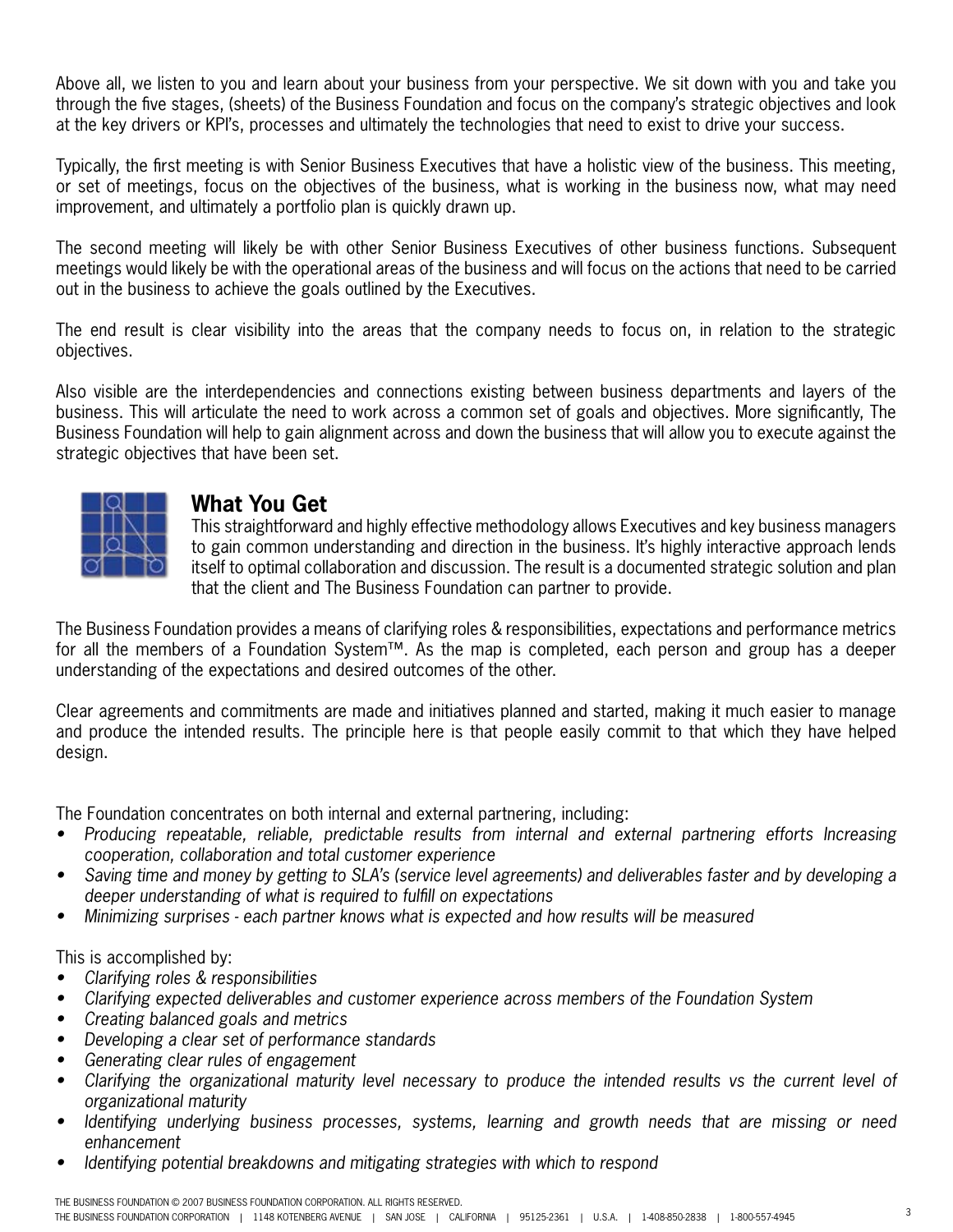Above all, we listen to you and learn about your business from your perspective. We sit down with you and take you through the five stages, (sheets) of the Business Foundation and focus on the company's strategic objectives and look at the key drivers or KPI's, processes and ultimately the technologies that need to exist to drive your success.

Typically, the first meeting is with Senior Business Executives that have a holistic view of the business. This meeting, or set of meetings, focus on the objectives of the business, what is working in the business now, what may need improvement, and ultimately a portfolio plan is quickly drawn up.

The second meeting will likely be with other Senior Business Executives of other business functions. Subsequent meetings would likely be with the operational areas of the business and will focus on the actions that need to be carried out in the business to achieve the goals outlined by the Executives.

The end result is clear visibility into the areas that the company needs to focus on, in relation to the strategic objectives.

Also visible are the interdependencies and connections existing between business departments and layers of the business. This will articulate the need to work across a common set of goals and objectives. More significantly, The Business Foundation will help to gain alignment across and down the business that will allow you to execute against the strategic objectives that have been set.

## What You Get

This straightforward and highly effective methodology allows Executives and key business managers to gain common understanding and direction in the business. It's highly interactive approach lends itself to optimal collaboration and discussion. The result is a documented strategic solution and plan that the client and The Business Foundation can partner to provide.

The Business Foundation provides a means of clarifying roles & responsibilities, expectations and performance metrics for all the members of a Foundation System™. As the map is completed, each person and group has a deeper understanding of the expectations and desired outcomes of the other.

Clear agreements and commitments are made and initiatives planned and started, making it much easier to manage and produce the intended results. The principle here is that people easily commit to that which they have helped design.

The Foundation concentrates on both internal and external partnering, including:

- *Producing repeatable, reliable, predictable results from internal and external partnering efforts Increasing cooperation, collaboration and total customer experience*
- *Saving time and money by getting to SLA's (service level agreements) and deliverables faster and by developing a deeper understanding of what is required to fulfill on expectations*
- *Minimizing surprises - each partner knows what is expected and how results will be measured*

This is accomplished by:

- *Clarifying roles & responsibilities*
- *Clarifying expected deliverables and customer experience across members of the Foundation System*
- *Creating balanced goals and metrics*
- *Developing a clear set of performance standards*
- *Generating clear rules of engagement*
- *Clarifying the organizational maturity level necessary to produce the intended results vs the current level of organizational maturity*
- *Identifying underlying business processes, systems, learning and growth needs that are missing or need enhancement*
- *Identifying potential breakdowns and mitigating strategies with which to respond*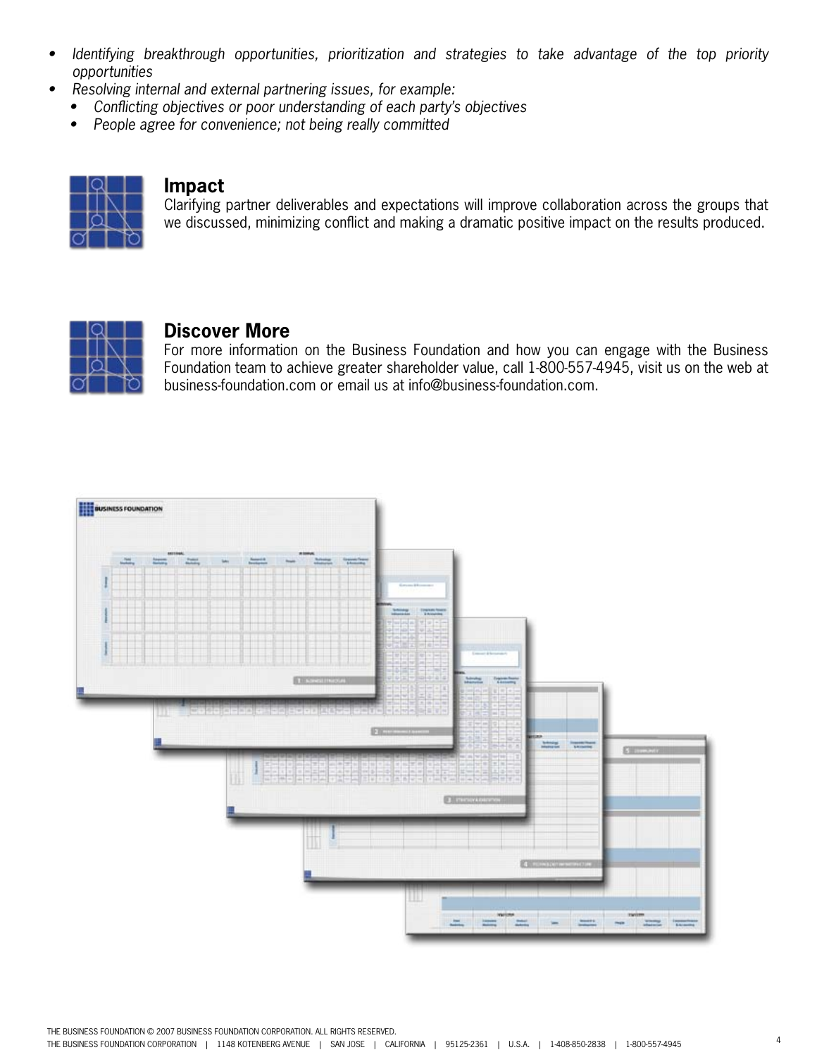- *Identifying breakthrough opportunities, prioritization and strategies to take advantage of the top priority opportunities*
- *Resolving internal and external partnering issues, for example:*
  - *Conflicting objectives or poor understanding of each party's objectives*
  - *People agree for convenience; not being really committed*

## Impact

Clarifying partner deliverables and expectations will improve collaboration across the groups that we discussed, minimizing conflict and making a dramatic positive impact on the results produced.

## Discover More

For more information on the Business Foundation and how you can engage with the Business Foundation team to achieve greater shareholder value, call 1-800-557-4945, visit us on the web at business-foundation.com or email us at info@business-foundation.com.

THE BUSINESS FOUNDATION © 2007 BUSINESS FOUNDATION CORPORATION. ALL RIGHTS RESERVED.
THE BUSINESS FOUNDATION CORPORATION | 1148 KOTENBERG AVENUE | SAN JOSE | CALIFORNIA | 95125-2361 | U.S.A. | 1-408-850-2838 | 1-800-557-4945